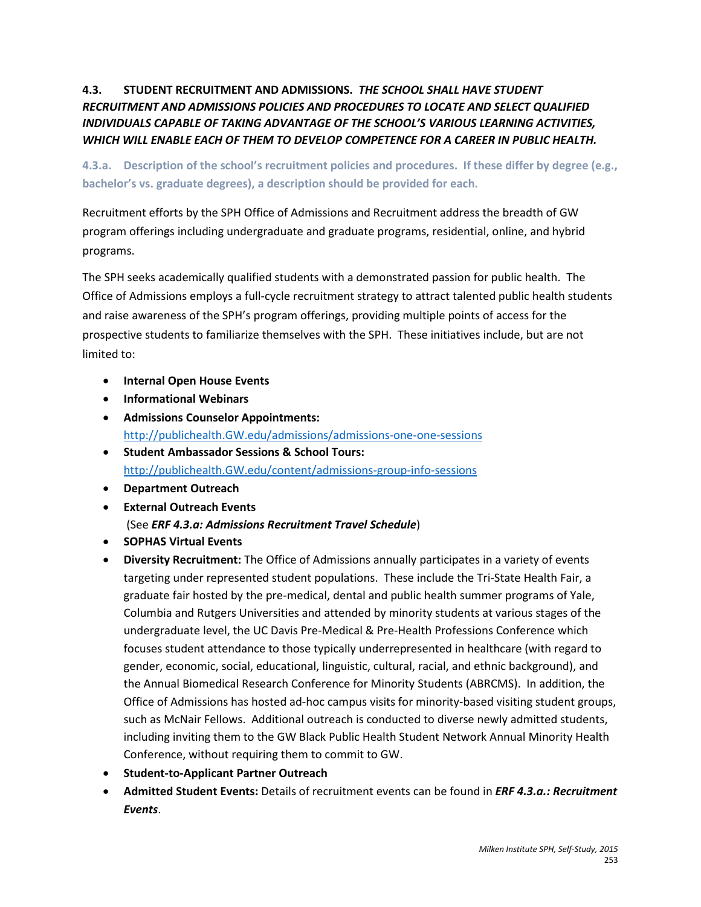**4.3. STUDENT RECRUITMENT AND ADMISSIONS.** ***THE SCHOOL SHALL HAVE STUDENT RECRUITMENT AND ADMISSIONS POLICIES AND PROCEDURES TO LOCATE AND SELECT QUALIFIED INDIVIDUALS CAPABLE OF TAKING ADVANTAGE OF THE SCHOOL'S VARIOUS LEARNING ACTIVITIES, WHICH WILL ENABLE EACH OF THEM TO DEVELOP COMPETENCE FOR A CAREER IN PUBLIC HEALTH.***

**4.3.a. Description of the school's recruitment policies and procedures. If these differ by degree (e.g., bachelor's vs. graduate degrees), a description should be provided for each.**

Recruitment efforts by the SPH Office of Admissions and Recruitment address the breadth of GW program offerings including undergraduate and graduate programs, residential, online, and hybrid programs.

The SPH seeks academically qualified students with a demonstrated passion for public health. The Office of Admissions employs a full-cycle recruitment strategy to attract talented public health students and raise awareness of the SPH's program offerings, providing multiple points of access for the prospective students to familiarize themselves with the SPH. These initiatives include, but are not limited to:

- **Internal Open House Events**
- **Informational Webinars**
- **Admissions Counselor Appointments:** http://publichealth.GW.edu/admissions/admissions-one-one-sessions
- **Student Ambassador Sessions & School Tours:** http://publichealth.GW.edu/content/admissions-group-info-sessions
- **Department Outreach**
- **External Outreach Events** (See ***ERF 4.3.a: Admissions Recruitment Travel Schedule***)
- **SOPHAS Virtual Events**
- **Diversity Recruitment:** The Office of Admissions annually participates in a variety of events targeting under represented student populations. These include the Tri-State Health Fair, a graduate fair hosted by the pre-medical, dental and public health summer programs of Yale, Columbia and Rutgers Universities and attended by minority students at various stages of the undergraduate level, the UC Davis Pre-Medical & Pre-Health Professions Conference which focuses student attendance to those typically underrepresented in healthcare (with regard to gender, economic, social, educational, linguistic, cultural, racial, and ethnic background), and the Annual Biomedical Research Conference for Minority Students (ABRCMS). In addition, the Office of Admissions has hosted ad-hoc campus visits for minority-based visiting student groups, such as McNair Fellows. Additional outreach is conducted to diverse newly admitted students, including inviting them to the GW Black Public Health Student Network Annual Minority Health Conference, without requiring them to commit to GW.
- **Student-to-Applicant Partner Outreach**
- **Admitted Student Events:** Details of recruitment events can be found in ***ERF 4.3.a.: Recruitment Events***.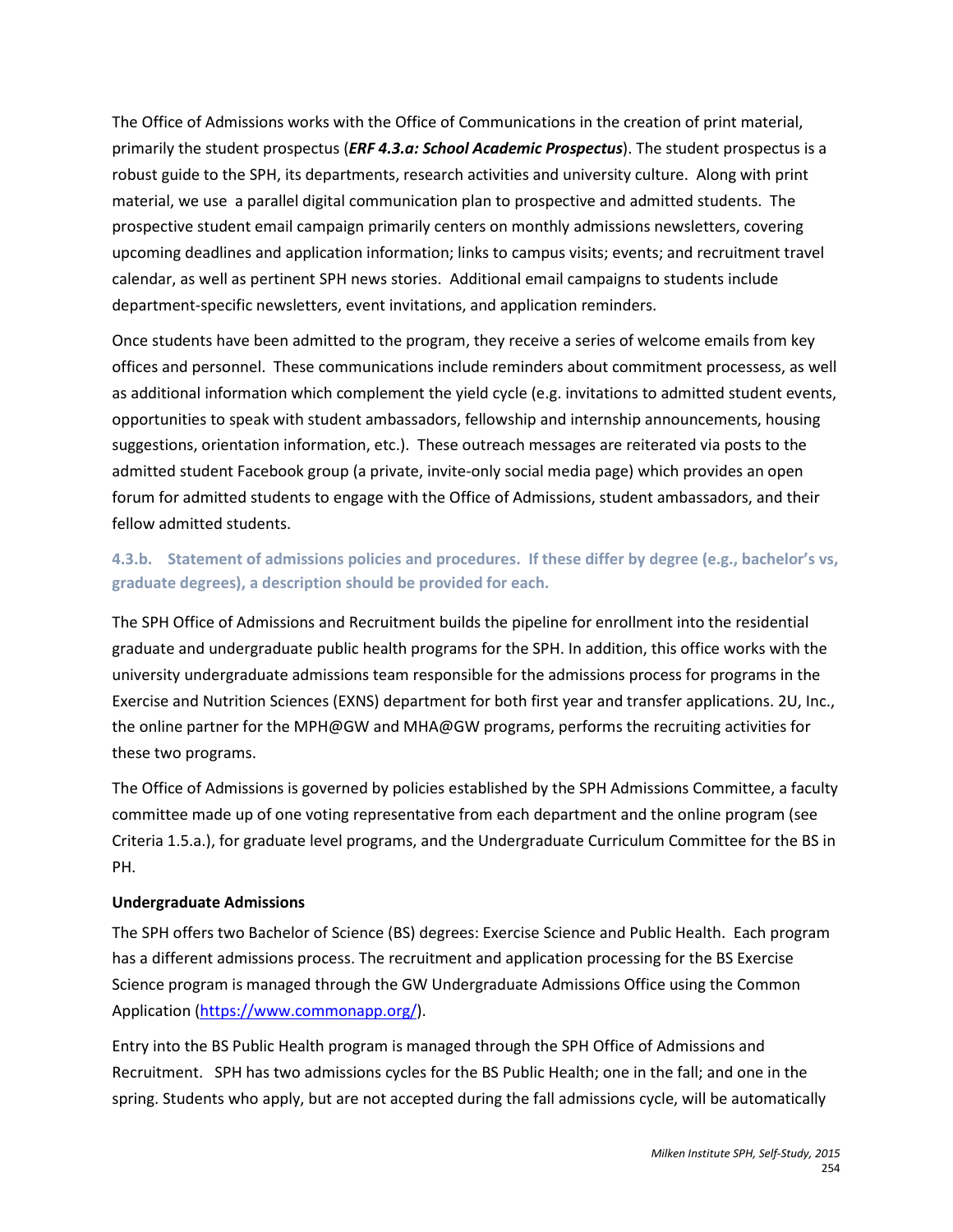The Office of Admissions works with the Office of Communications in the creation of print material, primarily the student prospectus (***ERF 4.3.a: School Academic Prospectus***). The student prospectus is a robust guide to the SPH, its departments, research activities and university culture. Along with print material, we use a parallel digital communication plan to prospective and admitted students. The prospective student email campaign primarily centers on monthly admissions newsletters, covering upcoming deadlines and application information; links to campus visits; events; and recruitment travel calendar, as well as pertinent SPH news stories. Additional email campaigns to students include department-specific newsletters, event invitations, and application reminders.

Once students have been admitted to the program, they receive a series of welcome emails from key offices and personnel. These communications include reminders about commitment processess, as well as additional information which complement the yield cycle (e.g. invitations to admitted student events, opportunities to speak with student ambassadors, fellowship and internship announcements, housing suggestions, orientation information, etc.). These outreach messages are reiterated via posts to the admitted student Facebook group (a private, invite-only social media page) which provides an open forum for admitted students to engage with the Office of Admissions, student ambassadors, and their fellow admitted students.

### 4.3.b. Statement of admissions policies and procedures. If these differ by degree (e.g., bachelor's vs, graduate degrees), a description should be provided for each.

The SPH Office of Admissions and Recruitment builds the pipeline for enrollment into the residential graduate and undergraduate public health programs for the SPH. In addition, this office works with the university undergraduate admissions team responsible for the admissions process for programs in the Exercise and Nutrition Sciences (EXNS) department for both first year and transfer applications. 2U, Inc., the online partner for the MPH@GW and MHA@GW programs, performs the recruiting activities for these two programs.

The Office of Admissions is governed by policies established by the SPH Admissions Committee, a faculty committee made up of one voting representative from each department and the online program (see Criteria 1.5.a.), for graduate level programs, and the Undergraduate Curriculum Committee for the BS in PH.

**Undergraduate Admissions**

The SPH offers two Bachelor of Science (BS) degrees: Exercise Science and Public Health. Each program has a different admissions process. The recruitment and application processing for the BS Exercise Science program is managed through the GW Undergraduate Admissions Office using the Common Application (https://www.commonapp.org/).

Entry into the BS Public Health program is managed through the SPH Office of Admissions and Recruitment. SPH has two admissions cycles for the BS Public Health; one in the fall; and one in the spring. Students who apply, but are not accepted during the fall admissions cycle, will be automatically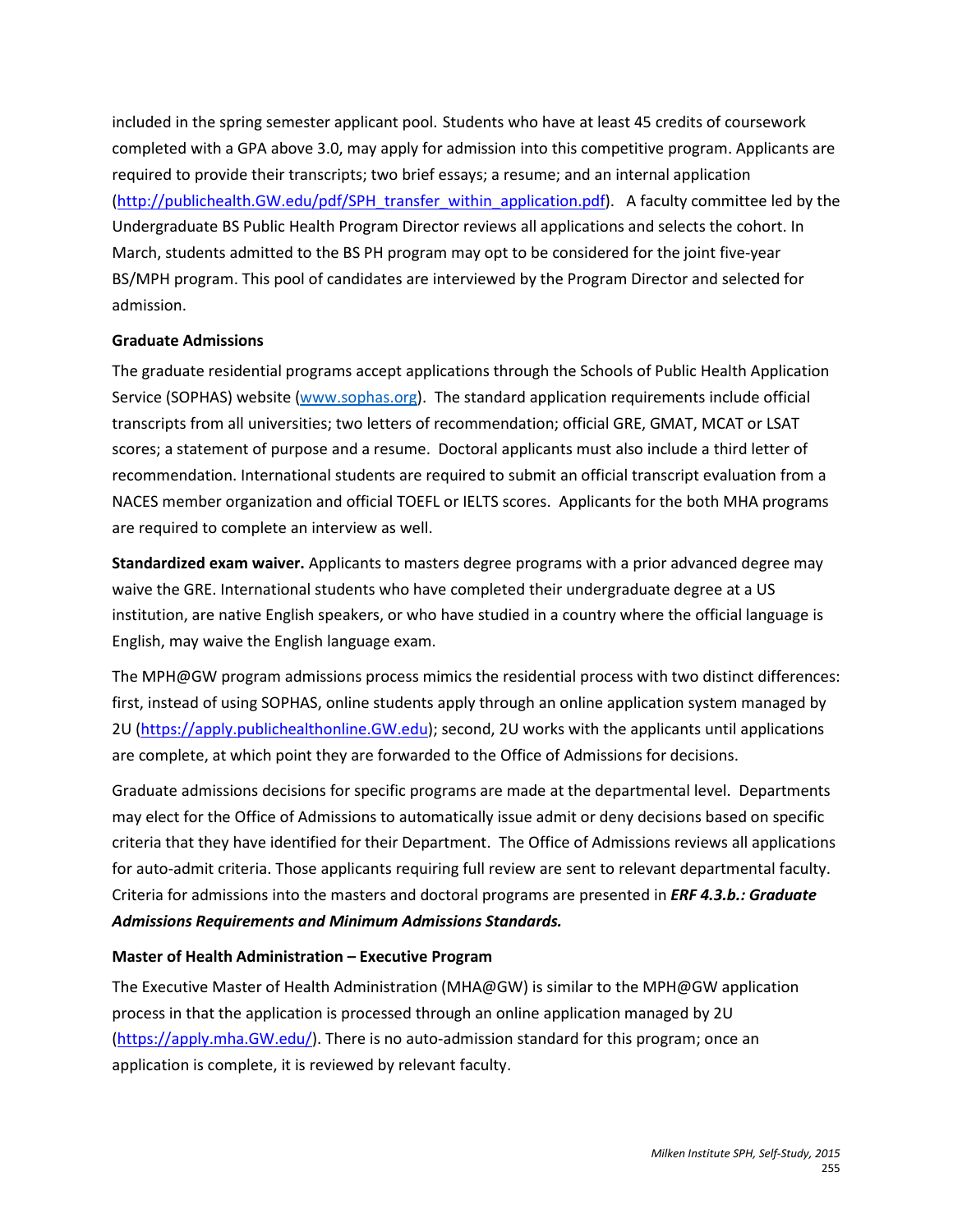included in the spring semester applicant pool. Students who have at least 45 credits of coursework completed with a GPA above 3.0, may apply for admission into this competitive program. Applicants are required to provide their transcripts; two brief essays; a resume; and an internal application (http://publichealth.GW.edu/pdf/SPH_transfer_within_application.pdf). A faculty committee led by the Undergraduate BS Public Health Program Director reviews all applications and selects the cohort. In March, students admitted to the BS PH program may opt to be considered for the joint five-year BS/MPH program. This pool of candidates are interviewed by the Program Director and selected for admission.

**Graduate Admissions**

The graduate residential programs accept applications through the Schools of Public Health Application Service (SOPHAS) website (www.sophas.org). The standard application requirements include official transcripts from all universities; two letters of recommendation; official GRE, GMAT, MCAT or LSAT scores; a statement of purpose and a resume. Doctoral applicants must also include a third letter of recommendation. International students are required to submit an official transcript evaluation from a NACES member organization and official TOEFL or IELTS scores. Applicants for the both MHA programs are required to complete an interview as well.

**Standardized exam waiver.** Applicants to masters degree programs with a prior advanced degree may waive the GRE. International students who have completed their undergraduate degree at a US institution, are native English speakers, or who have studied in a country where the official language is English, may waive the English language exam.

The MPH@GW program admissions process mimics the residential process with two distinct differences: first, instead of using SOPHAS, online students apply through an online application system managed by 2U (https://apply.publichealthonline.GW.edu); second, 2U works with the applicants until applications are complete, at which point they are forwarded to the Office of Admissions for decisions.

Graduate admissions decisions for specific programs are made at the departmental level. Departments may elect for the Office of Admissions to automatically issue admit or deny decisions based on specific criteria that they have identified for their Department. The Office of Admissions reviews all applications for auto-admit criteria. Those applicants requiring full review are sent to relevant departmental faculty. Criteria for admissions into the masters and doctoral programs are presented in ***ERF 4.3.b.: Graduate Admissions Requirements and Minimum Admissions Standards.***

**Master of Health Administration – Executive Program**

The Executive Master of Health Administration (MHA@GW) is similar to the MPH@GW application process in that the application is processed through an online application managed by 2U (https://apply.mha.GW.edu/). There is no auto-admission standard for this program; once an application is complete, it is reviewed by relevant faculty.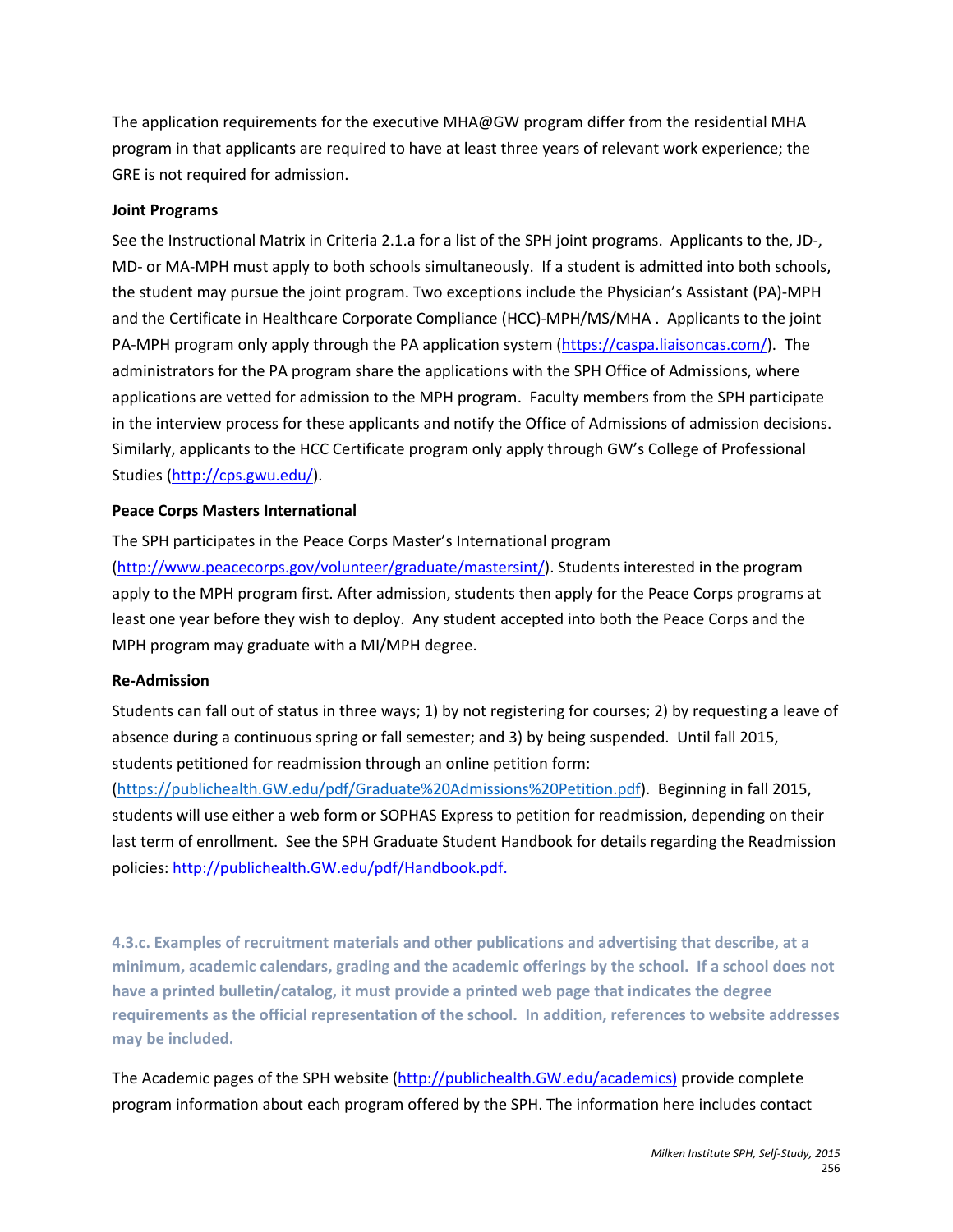The application requirements for the executive MHA@GW program differ from the residential MHA program in that applicants are required to have at least three years of relevant work experience; the GRE is not required for admission.

**Joint Programs**

See the Instructional Matrix in Criteria 2.1.a for a list of the SPH joint programs. Applicants to the, JD-, MD- or MA-MPH must apply to both schools simultaneously. If a student is admitted into both schools, the student may pursue the joint program. Two exceptions include the Physician's Assistant (PA)-MPH and the Certificate in Healthcare Corporate Compliance (HCC)-MPH/MS/MHA . Applicants to the joint PA-MPH program only apply through the PA application system (https://caspa.liaisoncas.com/). The administrators for the PA program share the applications with the SPH Office of Admissions, where applications are vetted for admission to the MPH program. Faculty members from the SPH participate in the interview process for these applicants and notify the Office of Admissions of admission decisions. Similarly, applicants to the HCC Certificate program only apply through GW's College of Professional Studies (http://cps.gwu.edu/).

**Peace Corps Masters International**

The SPH participates in the Peace Corps Master's International program (http://www.peacecorps.gov/volunteer/graduate/mastersint/). Students interested in the program apply to the MPH program first. After admission, students then apply for the Peace Corps programs at least one year before they wish to deploy. Any student accepted into both the Peace Corps and the MPH program may graduate with a MI/MPH degree.

**Re-Admission**

Students can fall out of status in three ways; 1) by not registering for courses; 2) by requesting a leave of absence during a continuous spring or fall semester; and 3) by being suspended. Until fall 2015, students petitioned for readmission through an online petition form: (https://publichealth.GW.edu/pdf/Graduate%20Admissions%20Petition.pdf). Beginning in fall 2015, students will use either a web form or SOPHAS Express to petition for readmission, depending on their last term of enrollment. See the SPH Graduate Student Handbook for details regarding the Readmission policies: http://publichealth.GW.edu/pdf/Handbook.pdf.

**4.3.c. Examples of recruitment materials and other publications and advertising that describe, at a minimum, academic calendars, grading and the academic offerings by the school. If a school does not have a printed bulletin/catalog, it must provide a printed web page that indicates the degree requirements as the official representation of the school. In addition, references to website addresses may be included.**

The Academic pages of the SPH website (http://publichealth.GW.edu/academics) provide complete program information about each program offered by the SPH. The information here includes contact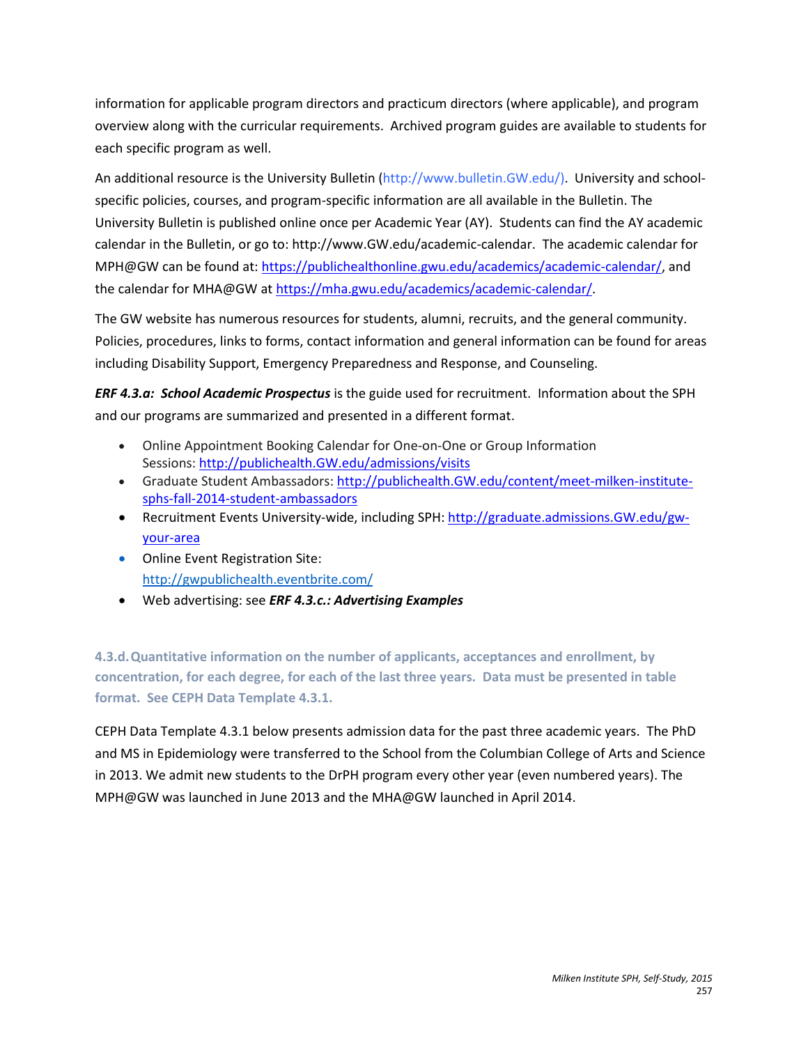information for applicable program directors and practicum directors (where applicable), and program overview along with the curricular requirements. Archived program guides are available to students for each specific program as well.

An additional resource is the University Bulletin (http://www.bulletin.GW.edu/). University and school-specific policies, courses, and program-specific information are all available in the Bulletin. The University Bulletin is published online once per Academic Year (AY). Students can find the AY academic calendar in the Bulletin, or go to: http://www.GW.edu/academic-calendar. The academic calendar for MPH@GW can be found at: https://publichealthonline.gwu.edu/academics/academic-calendar/, and the calendar for MHA@GW at https://mha.gwu.edu/academics/academic-calendar/.

The GW website has numerous resources for students, alumni, recruits, and the general community. Policies, procedures, links to forms, contact information and general information can be found for areas including Disability Support, Emergency Preparedness and Response, and Counseling.

***ERF 4.3.a: School Academic Prospectus*** is the guide used for recruitment. Information about the SPH and our programs are summarized and presented in a different format.

- Online Appointment Booking Calendar for One-on-One or Group Information Sessions: http://publichealth.GW.edu/admissions/visits
- Graduate Student Ambassadors: http://publichealth.GW.edu/content/meet-milken-institute-sphs-fall-2014-student-ambassadors
- Recruitment Events University-wide, including SPH: http://graduate.admissions.GW.edu/gw-your-area
- Online Event Registration Site: http://gwpublichealth.eventbrite.com/
- Web advertising: see ***ERF 4.3.c.: Advertising Examples***

**4.3.d. Quantitative information on the number of applicants, acceptances and enrollment, by concentration, for each degree, for each of the last three years. Data must be presented in table format. See CEPH Data Template 4.3.1.**

CEPH Data Template 4.3.1 below presents admission data for the past three academic years. The PhD and MS in Epidemiology were transferred to the School from the Columbian College of Arts and Science in 2013. We admit new students to the DrPH program every other year (even numbered years). The MPH@GW was launched in June 2013 and the MHA@GW launched in April 2014.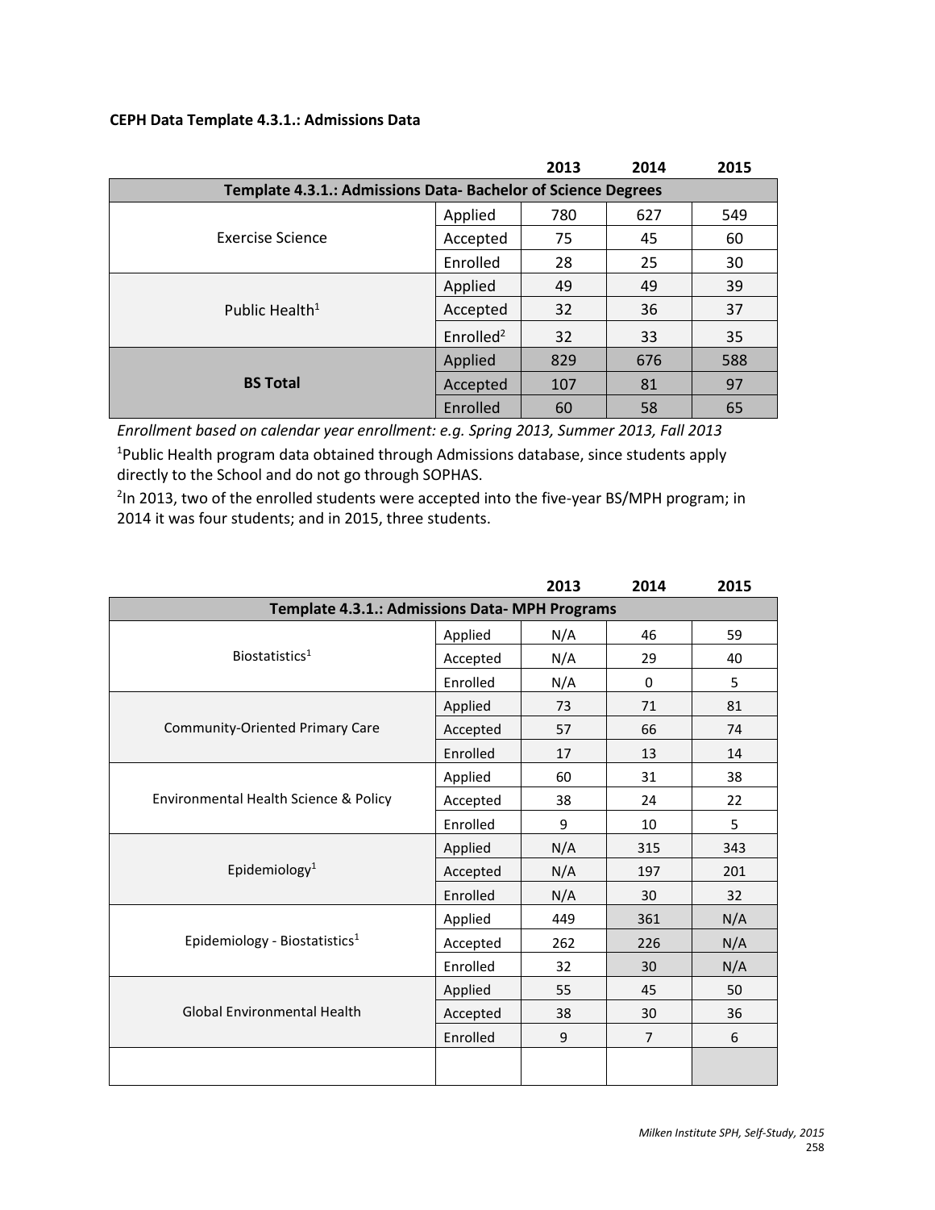**CEPH Data Template 4.3.1.: Admissions Data**

| | | 2013 | 2014 | 2015 |
|---|---|---|---|---|
| **Template 4.3.1.: Admissions Data- Bachelor of Science Degrees** | | | | |
| Exercise Science | Applied | 780 | 627 | 549 |
| | Accepted | 75 | 45 | 60 |
| | Enrolled | 28 | 25 | 30 |
| Public Health[1] | Applied | 49 | 49 | 39 |
| | Accepted | 32 | 36 | 37 |
| | Enrolled[2] | 32 | 33 | 35 |
| **BS Total** | Applied | 829 | 676 | 588 |
| | Accepted | 107 | 81 | 97 |
| | Enrolled | 60 | 58 | 65 |

*Enrollment based on calendar year enrollment: e.g. Spring 2013, Summer 2013, Fall 2013*

[1]Public Health program data obtained through Admissions database, since students apply directly to the School and do not go through SOPHAS.

[2]In 2013, two of the enrolled students were accepted into the five-year BS/MPH program; in 2014 it was four students; and in 2015, three students.

| | | 2013 | 2014 | 2015 |
|---|---|---|---|---|
| **Template 4.3.1.: Admissions Data- MPH Programs** | | | | |
| Biostatistics[1] | Applied | N/A | 46 | 59 |
| | Accepted | N/A | 29 | 40 |
| | Enrolled | N/A | 0 | 5 |
| Community-Oriented Primary Care | Applied | 73 | 71 | 81 |
| | Accepted | 57 | 66 | 74 |
| | Enrolled | 17 | 13 | 14 |
| Environmental Health Science & Policy | Applied | 60 | 31 | 38 |
| | Accepted | 38 | 24 | 22 |
| | Enrolled | 9 | 10 | 5 |
| Epidemiology[1] | Applied | N/A | 315 | 343 |
| | Accepted | N/A | 197 | 201 |
| | Enrolled | N/A | 30 | 32 |
| Epidemiology - Biostatistics[1] | Applied | 449 | 361 | N/A |
| | Accepted | 262 | 226 | N/A |
| | Enrolled | 32 | 30 | N/A |
| Global Environmental Health | Applied | 55 | 45 | 50 |
| | Accepted | 38 | 30 | 36 |
| | Enrolled | 9 | 7 | 6 |
| | | | | |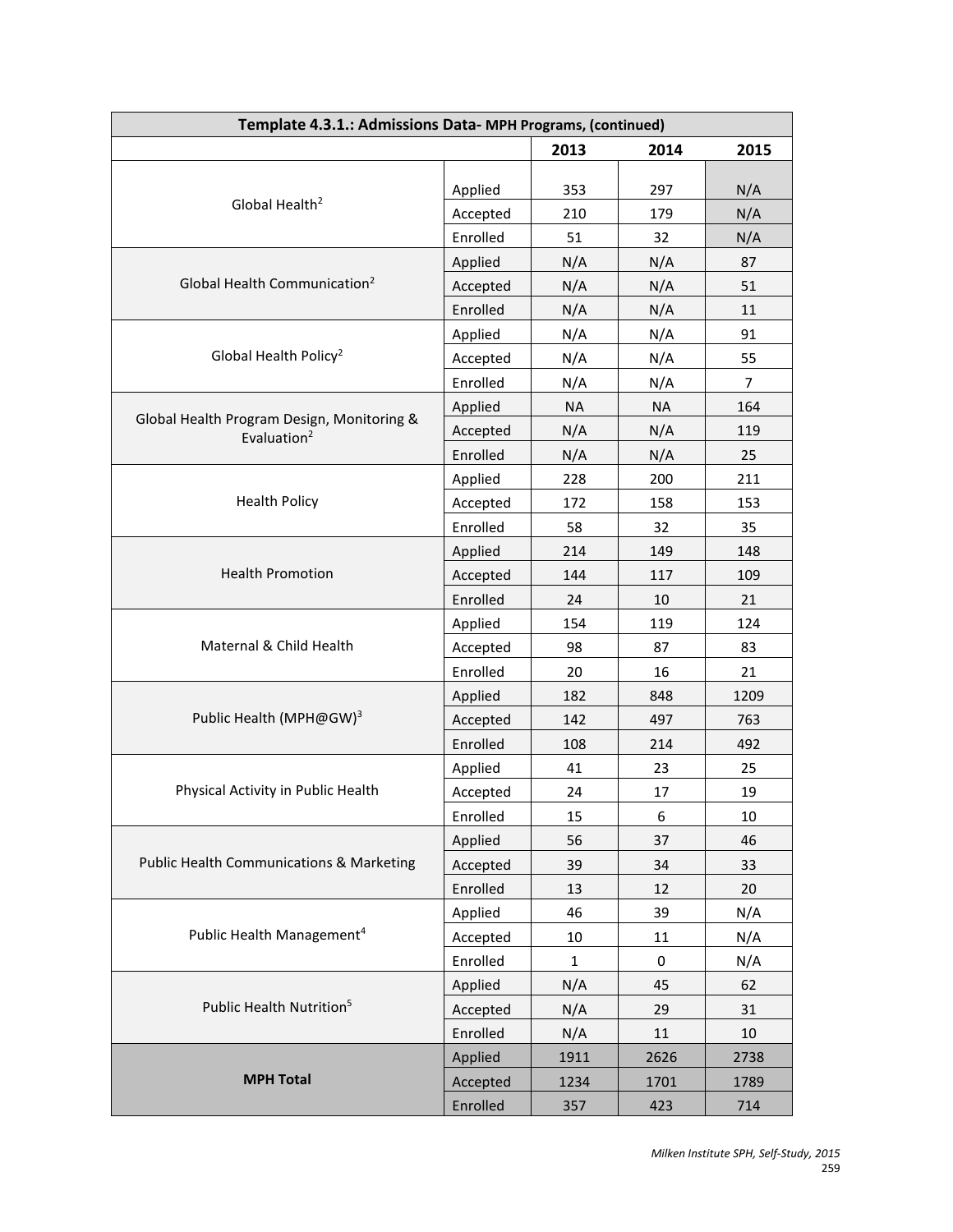| Template 4.3.1.: Admissions Data- MPH Programs, (continued) | | | | |
|---|---|---|---|---|
| | | 2013 | 2014 | 2015 |
| Global Health[2] | Applied | 353 | 297 | N/A |
| | Accepted | 210 | 179 | N/A |
| | Enrolled | 51 | 32 | N/A |
| Global Health Communication[2] | Applied | N/A | N/A | 87 |
| | Accepted | N/A | N/A | 51 |
| | Enrolled | N/A | N/A | 11 |
| Global Health Policy[2] | Applied | N/A | N/A | 91 |
| | Accepted | N/A | N/A | 55 |
| | Enrolled | N/A | N/A | 7 |
| Global Health Program Design, Monitoring & Evaluation[2] | Applied | NA | NA | 164 |
| | Accepted | N/A | N/A | 119 |
| | Enrolled | N/A | N/A | 25 |
| Health Policy | Applied | 228 | 200 | 211 |
| | Accepted | 172 | 158 | 153 |
| | Enrolled | 58 | 32 | 35 |
| Health Promotion | Applied | 214 | 149 | 148 |
| | Accepted | 144 | 117 | 109 |
| | Enrolled | 24 | 10 | 21 |
| Maternal & Child Health | Applied | 154 | 119 | 124 |
| | Accepted | 98 | 87 | 83 |
| | Enrolled | 20 | 16 | 21 |
| Public Health (MPH@GW)[3] | Applied | 182 | 848 | 1209 |
| | Accepted | 142 | 497 | 763 |
| | Enrolled | 108 | 214 | 492 |
| Physical Activity in Public Health | Applied | 41 | 23 | 25 |
| | Accepted | 24 | 17 | 19 |
| | Enrolled | 15 | 6 | 10 |
| Public Health Communications & Marketing | Applied | 56 | 37 | 46 |
| | Accepted | 39 | 34 | 33 |
| | Enrolled | 13 | 12 | 20 |
| Public Health Management[4] | Applied | 46 | 39 | N/A |
| | Accepted | 10 | 11 | N/A |
| | Enrolled | 1 | 0 | N/A |
| Public Health Nutrition[5] | Applied | N/A | 45 | 62 |
| | Accepted | N/A | 29 | 31 |
| | Enrolled | N/A | 11 | 10 |
| **MPH Total** | Applied | 1911 | 2626 | 2738 |
| | Accepted | 1234 | 1701 | 1789 |
| | Enrolled | 357 | 423 | 714 |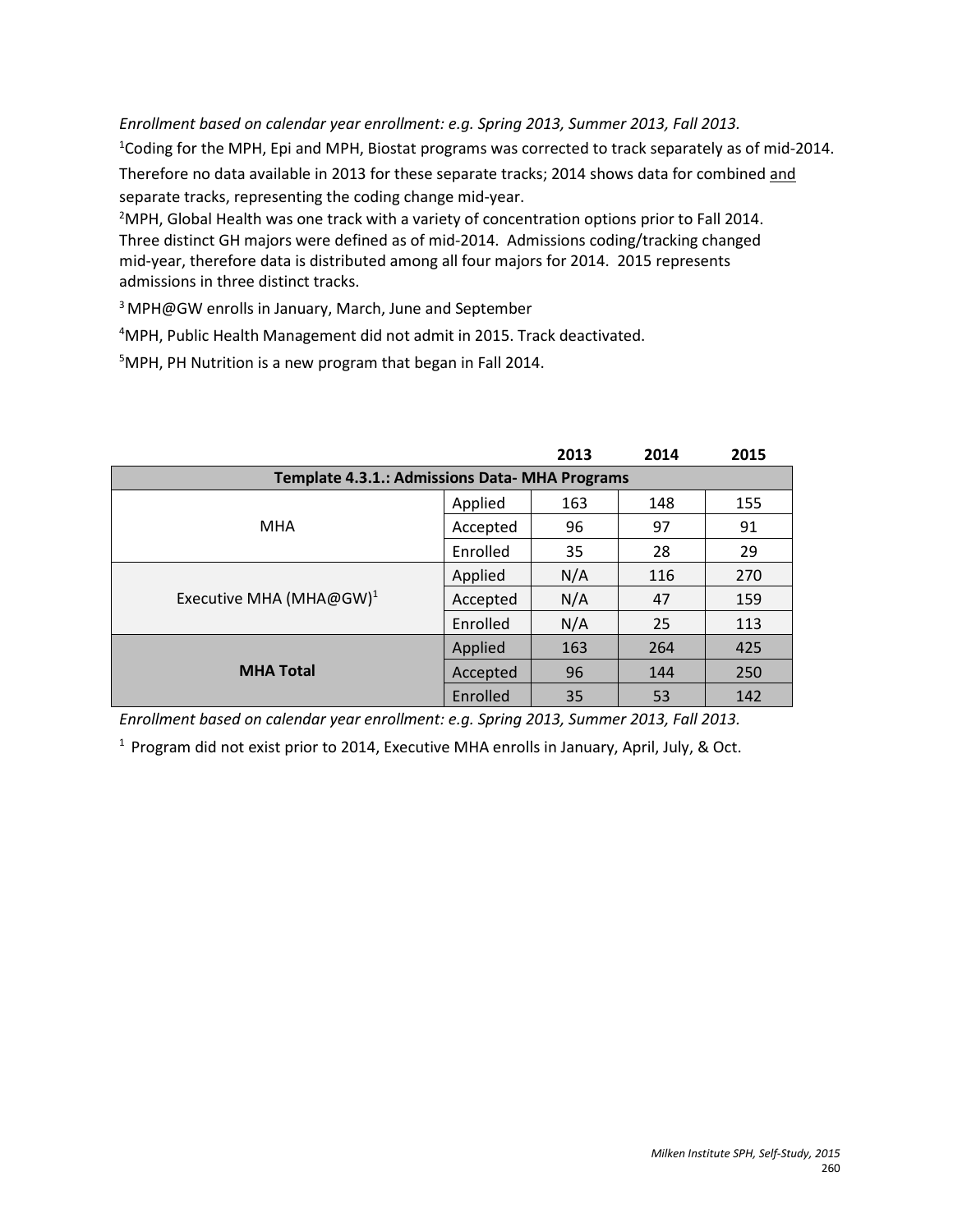*Enrollment based on calendar year enrollment: e.g. Spring 2013, Summer 2013, Fall 2013.*

[1]Coding for the MPH, Epi and MPH, Biostat programs was corrected to track separately as of mid-2014. Therefore no data available in 2013 for these separate tracks; 2014 shows data for combined and separate tracks, representing the coding change mid-year.

[2]MPH, Global Health was one track with a variety of concentration options prior to Fall 2014. Three distinct GH majors were defined as of mid-2014. Admissions coding/tracking changed mid-year, therefore data is distributed among all four majors for 2014. 2015 represents admissions in three distinct tracks.

[3] MPH@GW enrolls in January, March, June and September

[4]MPH, Public Health Management did not admit in 2015. Track deactivated.

[5]MPH, PH Nutrition is a new program that began in Fall 2014.

| Template 4.3.1.: Admissions Data- MHA Programs | | 2013 | 2014 | 2015 |
|---|---|---|---|---|
| MHA | Applied | 163 | 148 | 155 |
| | Accepted | 96 | 97 | 91 |
| | Enrolled | 35 | 28 | 29 |
| Executive MHA (MHA@GW)[1] | Applied | N/A | 116 | 270 |
| | Accepted | N/A | 47 | 159 |
| | Enrolled | N/A | 25 | 113 |
| **MHA Total** | Applied | 163 | 264 | 425 |
| | Accepted | 96 | 144 | 250 |
| | Enrolled | 35 | 53 | 142 |

*Enrollment based on calendar year enrollment: e.g. Spring 2013, Summer 2013, Fall 2013.*

[1] Program did not exist prior to 2014, Executive MHA enrolls in January, April, July, & Oct.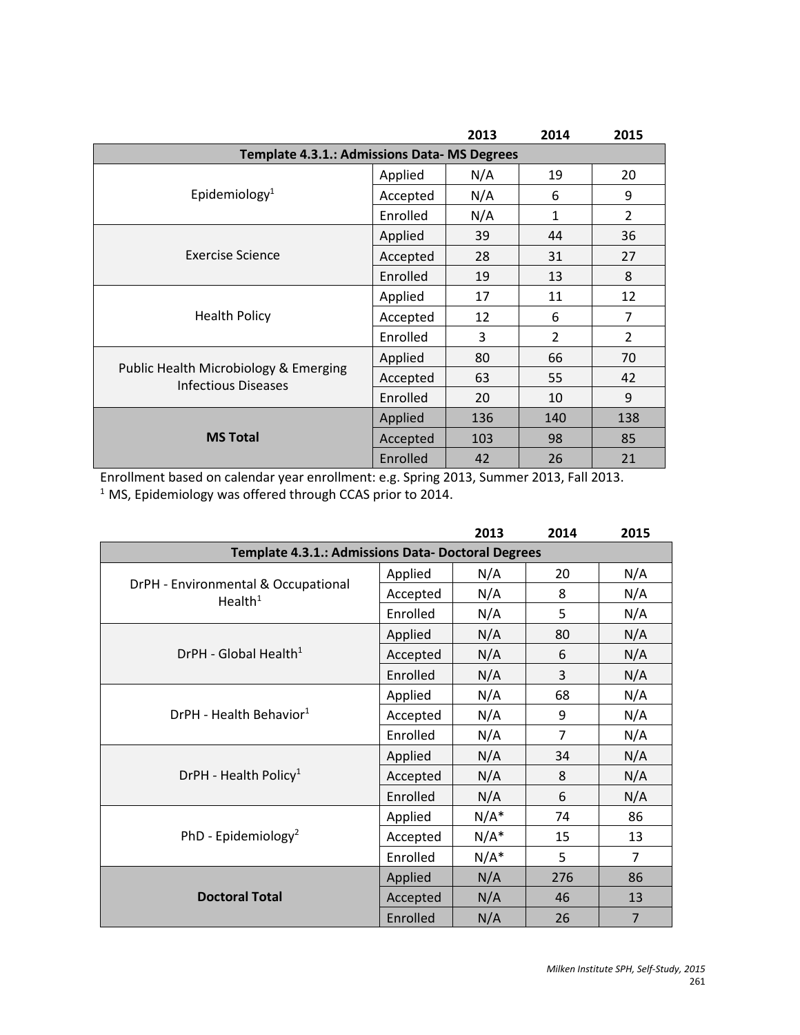| Template 4.3.1.: Admissions Data- MS Degrees | | 2013 | 2014 | 2015 |
|---|---|---|---|---|
| Epidemiology[1] | Applied | N/A | 19 | 20 |
| | Accepted | N/A | 6 | 9 |
| | Enrolled | N/A | 1 | 2 |
| Exercise Science | Applied | 39 | 44 | 36 |
| | Accepted | 28 | 31 | 27 |
| | Enrolled | 19 | 13 | 8 |
| Health Policy | Applied | 17 | 11 | 12 |
| | Accepted | 12 | 6 | 7 |
| | Enrolled | 3 | 2 | 2 |
| Public Health Microbiology & Emerging Infectious Diseases | Applied | 80 | 66 | 70 |
| | Accepted | 63 | 55 | 42 |
| | Enrolled | 20 | 10 | 9 |
| **MS Total** | Applied | 136 | 140 | 138 |
| | Accepted | 103 | 98 | 85 |
| | Enrolled | 42 | 26 | 21 |

Enrollment based on calendar year enrollment: e.g. Spring 2013, Summer 2013, Fall 2013.
[1] MS, Epidemiology was offered through CCAS prior to 2014.

| Template 4.3.1.: Admissions Data- Doctoral Degrees | | 2013 | 2014 | 2015 |
|---|---|---|---|---|
| DrPH - Environmental & Occupational Health[1] | Applied | N/A | 20 | N/A |
| | Accepted | N/A | 8 | N/A |
| | Enrolled | N/A | 5 | N/A |
| DrPH - Global Health[1] | Applied | N/A | 80 | N/A |
| | Accepted | N/A | 6 | N/A |
| | Enrolled | N/A | 3 | N/A |
| DrPH - Health Behavior[1] | Applied | N/A | 68 | N/A |
| | Accepted | N/A | 9 | N/A |
| | Enrolled | N/A | 7 | N/A |
| DrPH - Health Policy[1] | Applied | N/A | 34 | N/A |
| | Accepted | N/A | 8 | N/A |
| | Enrolled | N/A | 6 | N/A |
| PhD - Epidemiology[2] | Applied | N/A* | 74 | 86 |
| | Accepted | N/A* | 15 | 13 |
| | Enrolled | N/A* | 5 | 7 |
| **Doctoral Total** | Applied | N/A | 276 | 86 |
| | Accepted | N/A | 46 | 13 |
| | Enrolled | N/A | 26 | 7 |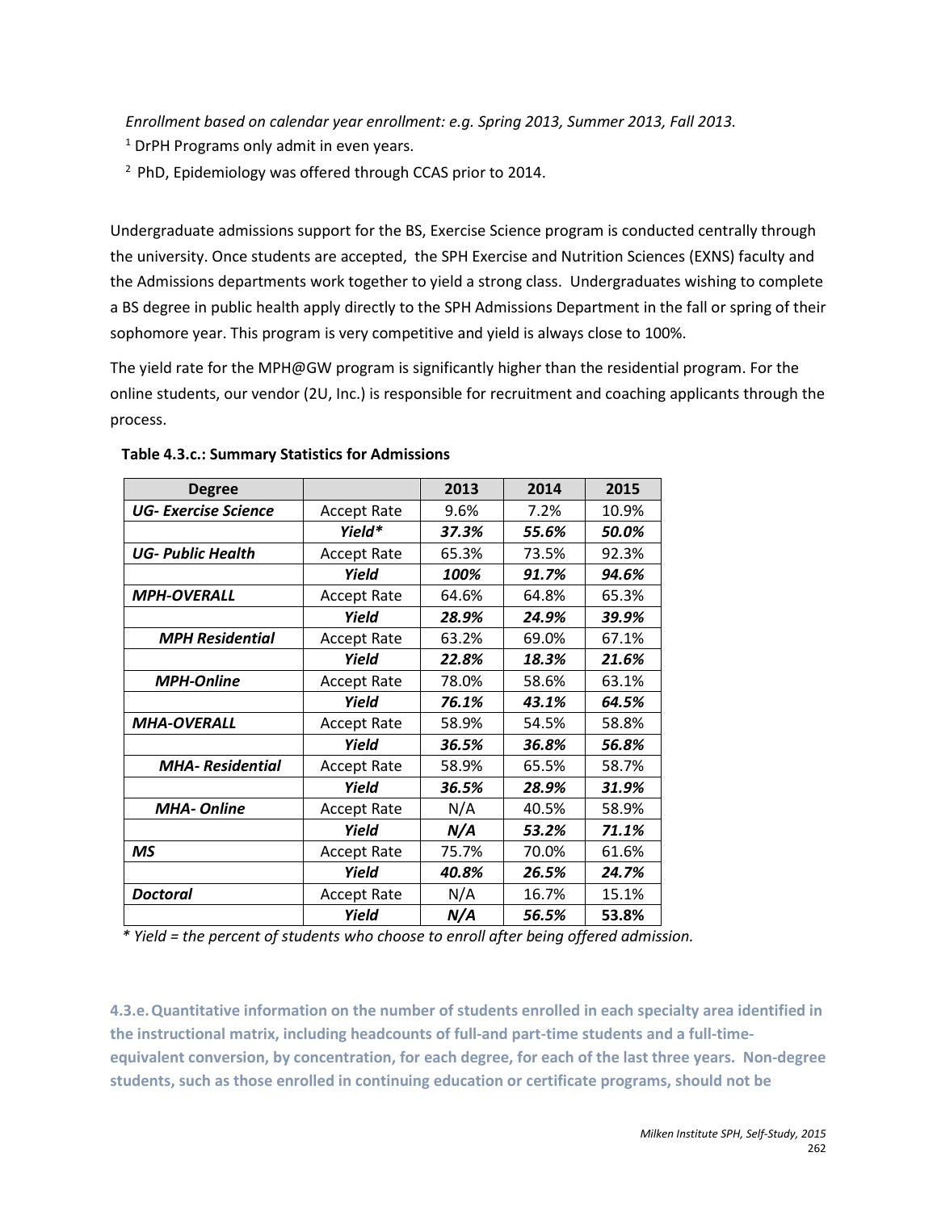*Enrollment based on calendar year enrollment: e.g. Spring 2013, Summer 2013, Fall 2013.*

[1] DrPH Programs only admit in even years.

[2] PhD, Epidemiology was offered through CCAS prior to 2014.

Undergraduate admissions support for the BS, Exercise Science program is conducted centrally through the university. Once students are accepted, the SPH Exercise and Nutrition Sciences (EXNS) faculty and the Admissions departments work together to yield a strong class. Undergraduates wishing to complete a BS degree in public health apply directly to the SPH Admissions Department in the fall or spring of their sophomore year. This program is very competitive and yield is always close to 100%.

The yield rate for the MPH@GW program is significantly higher than the residential program. For the online students, our vendor (2U, Inc.) is responsible for recruitment and coaching applicants through the process.

**Table 4.3.c.: Summary Statistics for Admissions**

| Degree | | 2013 | 2014 | 2015 |
|---|---|---|---|---|
| ***UG- Exercise Science*** | Accept Rate | 9.6% | 7.2% | 10.9% |
| | ***Yield**** | ***37.3%*** | ***55.6%*** | ***50.0%*** |
| ***UG- Public Health*** | Accept Rate | 65.3% | 73.5% | 92.3% |
| | ***Yield*** | ***100%*** | ***91.7%*** | ***94.6%*** |
| ***MPH-OVERALL*** | Accept Rate | 64.6% | 64.8% | 65.3% |
| | ***Yield*** | ***28.9%*** | ***24.9%*** | ***39.9%*** |
| ***MPH Residential*** | Accept Rate | 63.2% | 69.0% | 67.1% |
| | ***Yield*** | ***22.8%*** | ***18.3%*** | ***21.6%*** |
| ***MPH-Online*** | Accept Rate | 78.0% | 58.6% | 63.1% |
| | ***Yield*** | ***76.1%*** | ***43.1%*** | ***64.5%*** |
| ***MHA-OVERALL*** | Accept Rate | 58.9% | 54.5% | 58.8% |
| | ***Yield*** | ***36.5%*** | ***36.8%*** | ***56.8%*** |
| ***MHA- Residential*** | Accept Rate | 58.9% | 65.5% | 58.7% |
| | ***Yield*** | ***36.5%*** | ***28.9%*** | ***31.9%*** |
| ***MHA- Online*** | Accept Rate | N/A | 40.5% | 58.9% |
| | ***Yield*** | ***N/A*** | ***53.2%*** | ***71.1%*** |
| ***MS*** | Accept Rate | 75.7% | 70.0% | 61.6% |
| | ***Yield*** | ***40.8%*** | ***26.5%*** | ***24.7%*** |
| ***Doctoral*** | Accept Rate | N/A | 16.7% | 15.1% |
| | ***Yield*** | ***N/A*** | ***56.5%*** | ***53.8%*** |

*\* Yield = the percent of students who choose to enroll after being offered admission.*

**4.3.e. Quantitative information on the number of students enrolled in each specialty area identified in the instructional matrix, including headcounts of full-and part-time students and a full-time-equivalent conversion, by concentration, for each degree, for each of the last three years. Non-degree students, such as those enrolled in continuing education or certificate programs, should not be**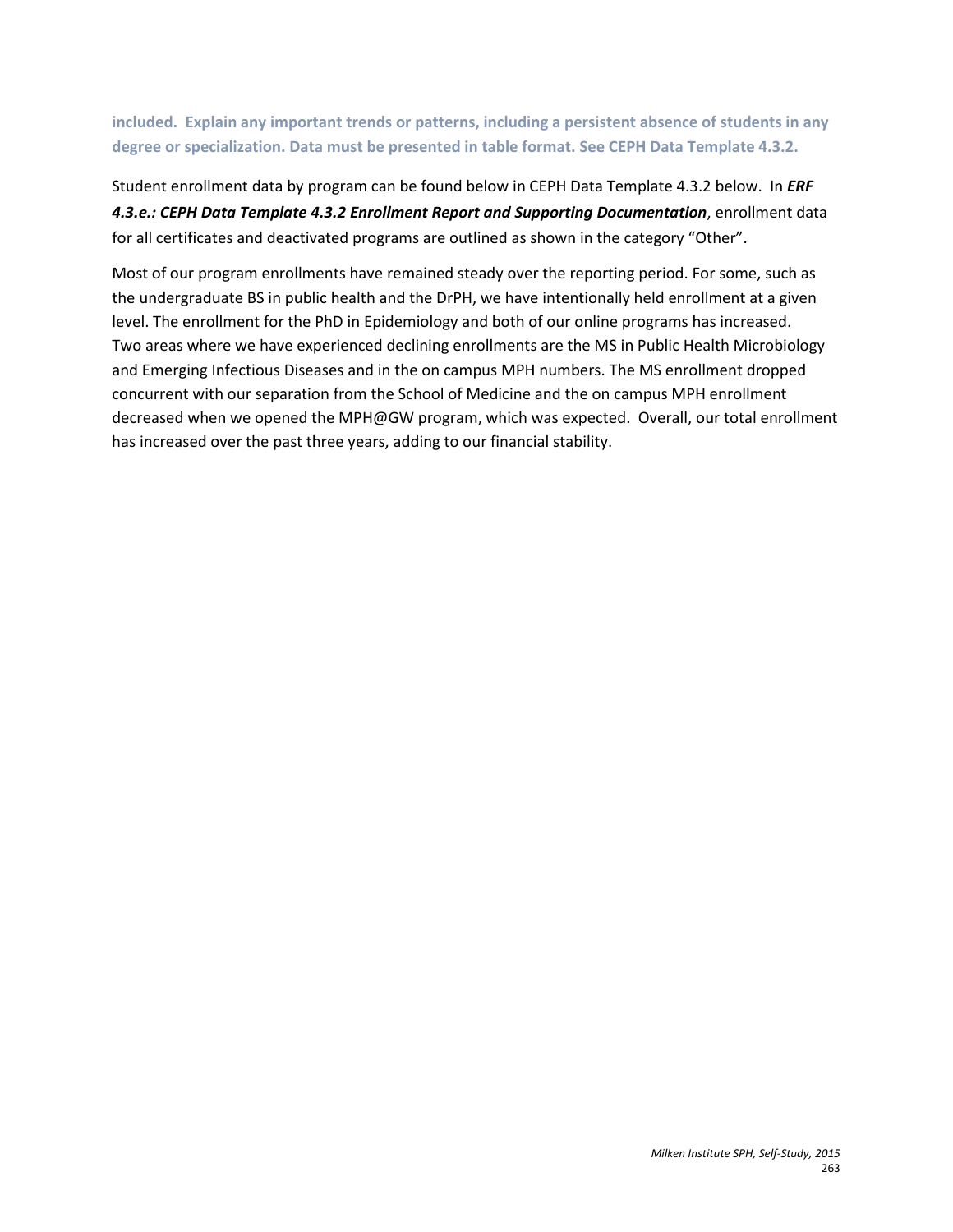**included. Explain any important trends or patterns, including a persistent absence of students in any degree or specialization. Data must be presented in table format. See CEPH Data Template 4.3.2.**

Student enrollment data by program can be found below in CEPH Data Template 4.3.2 below. In ***ERF 4.3.e.: CEPH Data Template 4.3.2 Enrollment Report and Supporting Documentation***, enrollment data for all certificates and deactivated programs are outlined as shown in the category "Other".

Most of our program enrollments have remained steady over the reporting period. For some, such as the undergraduate BS in public health and the DrPH, we have intentionally held enrollment at a given level. The enrollment for the PhD in Epidemiology and both of our online programs has increased. Two areas where we have experienced declining enrollments are the MS in Public Health Microbiology and Emerging Infectious Diseases and in the on campus MPH numbers. The MS enrollment dropped concurrent with our separation from the School of Medicine and the on campus MPH enrollment decreased when we opened the MPH@GW program, which was expected. Overall, our total enrollment has increased over the past three years, adding to our financial stability.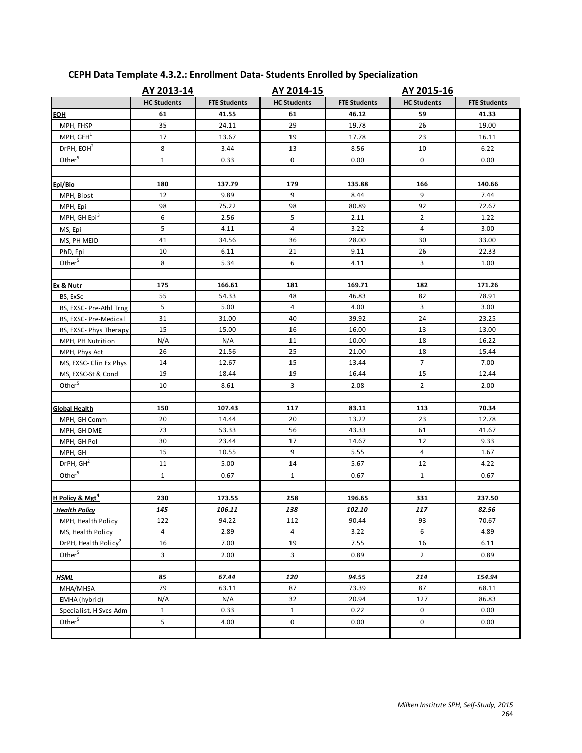## CEPH Data Template 4.3.2.: Enrollment Data- Students Enrolled by Specialization

| | AY 2013-14 | | AY 2014-15 | | AY 2015-16 | |
|---|---|---|---|---|---|---|
| | HC Students | FTE Students | HC Students | FTE Students | HC Students | FTE Students |
| **EOH** | **61** | **41.55** | **61** | **46.12** | **59** | **41.33** |
| MPH, EHSP | 35 | 24.11 | 29 | 19.78 | 26 | 19.00 |
| MPH, GEH[1] | 17 | 13.67 | 19 | 17.78 | 23 | 16.11 |
| DrPH, EOH[2] | 8 | 3.44 | 13 | 8.56 | 10 | 6.22 |
| Other[5] | 1 | 0.33 | 0 | 0.00 | 0 | 0.00 |
| | | | | | | |
| **Epi/Bio** | **180** | **137.79** | **179** | **135.88** | **166** | **140.66** |
| MPH, Biost | 12 | 9.89 | 9 | 8.44 | 9 | 7.44 |
| MPH, Epi | 98 | 75.22 | 98 | 80.89 | 92 | 72.67 |
| MPH, GH Epi[3] | 6 | 2.56 | 5 | 2.11 | 2 | 1.22 |
| MS, Epi | 5 | 4.11 | 4 | 3.22 | 4 | 3.00 |
| MS, PH MEID | 41 | 34.56 | 36 | 28.00 | 30 | 33.00 |
| PhD, Epi | 10 | 6.11 | 21 | 9.11 | 26 | 22.33 |
| Other[5] | 8 | 5.34 | 6 | 4.11 | 3 | 1.00 |
| | | | | | | |
| **Ex & Nutr** | **175** | **166.61** | **181** | **169.71** | **182** | **171.26** |
| BS, ExSc | 55 | 54.33 | 48 | 46.83 | 82 | 78.91 |
| BS, EXSC- Pre-Athl Trng | 5 | 5.00 | 4 | 4.00 | 3 | 3.00 |
| BS, EXSC- Pre-Medical | 31 | 31.00 | 40 | 39.92 | 24 | 23.25 |
| BS, EXSC- Phys Therapy | 15 | 15.00 | 16 | 16.00 | 13 | 13.00 |
| MPH, PH Nutrition | N/A | N/A | 11 | 10.00 | 18 | 16.22 |
| MPH, Phys Act | 26 | 21.56 | 25 | 21.00 | 18 | 15.44 |
| MS, EXSC- Clin Ex Phys | 14 | 12.67 | 15 | 13.44 | 7 | 7.00 |
| MS, EXSC-St & Cond | 19 | 18.44 | 19 | 16.44 | 15 | 12.44 |
| Other[5] | 10 | 8.61 | 3 | 2.08 | 2 | 2.00 |
| | | | | | | |
| **Global Health** | **150** | **107.43** | **117** | **83.11** | **113** | **70.34** |
| MPH, GH Comm | 20 | 14.44 | 20 | 13.22 | 23 | 12.78 |
| MPH, GH DME | 73 | 53.33 | 56 | 43.33 | 61 | 41.67 |
| MPH, GH Pol | 30 | 23.44 | 17 | 14.67 | 12 | 9.33 |
| MPH, GH | 15 | 10.55 | 9 | 5.55 | 4 | 1.67 |
| DrPH, GH[2] | 11 | 5.00 | 14 | 5.67 | 12 | 4.22 |
| Other[5] | 1 | 0.67 | 1 | 0.67 | 1 | 0.67 |
| | | | | | | |
| **H Policy & Mgt[4]** | **230** | **173.55** | **258** | **196.65** | **331** | **237.50** |
| ***Health Policy*** | ***145*** | ***106.11*** | ***138*** | ***102.10*** | ***117*** | ***82.56*** |
| MPH, Health Policy | 122 | 94.22 | 112 | 90.44 | 93 | 70.67 |
| MS, Health Policy | 4 | 2.89 | 4 | 3.22 | 6 | 4.89 |
| DrPH, Health Policy[2] | 16 | 7.00 | 19 | 7.55 | 16 | 6.11 |
| Other[5] | 3 | 2.00 | 3 | 0.89 | 2 | 0.89 |
| | | | | | | |
| ***HSML*** | ***85*** | ***67.44*** | ***120*** | ***94.55*** | ***214*** | ***154.94*** |
| MHA/MHSA | 79 | 63.11 | 87 | 73.39 | 87 | 68.11 |
| EMHA (hybrid) | N/A | N/A | 32 | 20.94 | 127 | 86.83 |
| Specialist, H Svcs Adm | 1 | 0.33 | 1 | 0.22 | 0 | 0.00 |
| Other[5] | 5 | 4.00 | 0 | 0.00 | 0 | 0.00 |
| | | | | | | |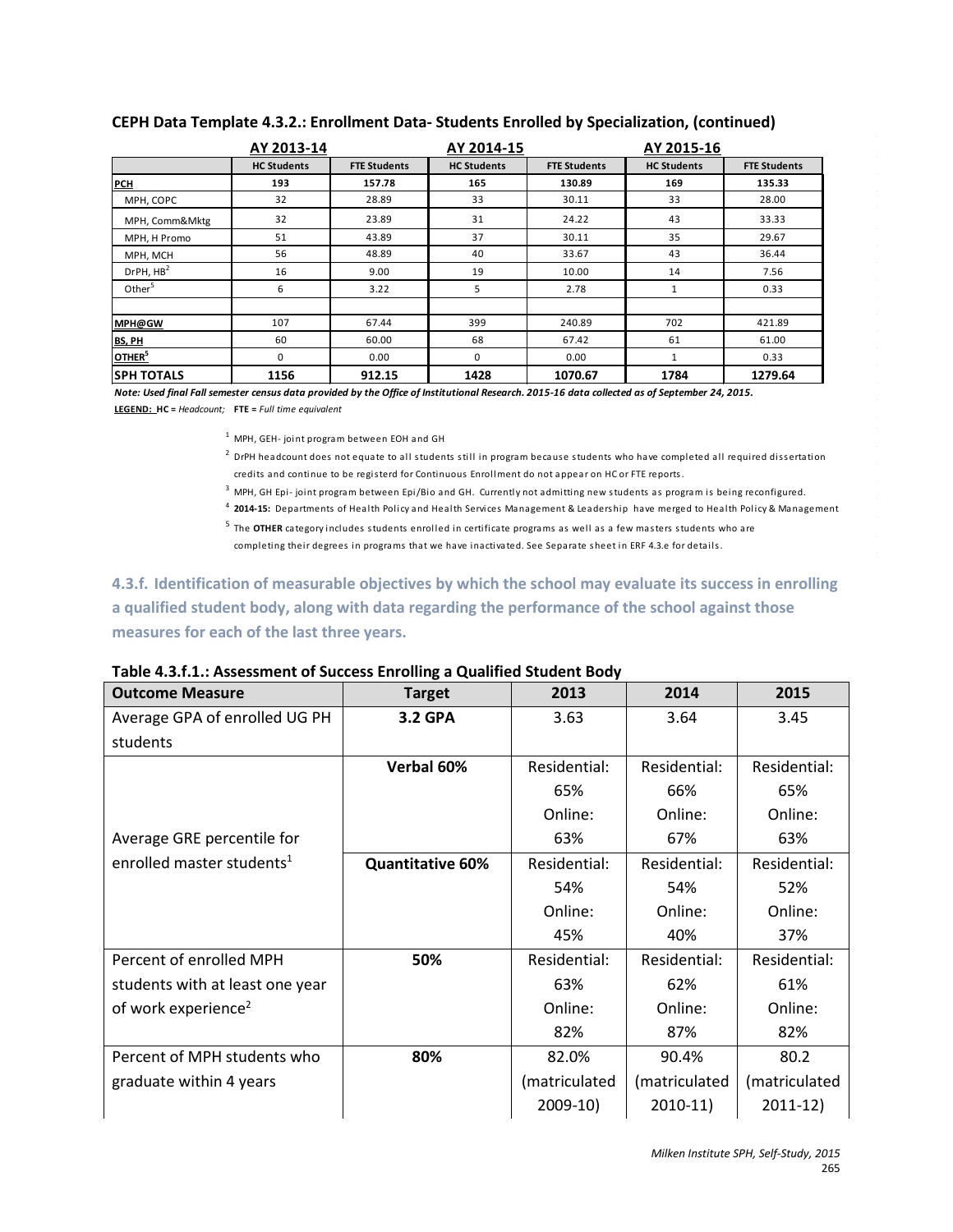**CEPH Data Template 4.3.2.: Enrollment Data- Students Enrolled by Specialization, (continued)**

| | AY 2013-14 | | AY 2014-15 | | AY 2015-16 | |
|---|---|---|---|---|---|---|
| | HC Students | FTE Students | HC Students | FTE Students | HC Students | FTE Students |
| **PCH** | **193** | **157.78** | **165** | **130.89** | **169** | **135.33** |
| MPH, COPC | 32 | 28.89 | 33 | 30.11 | 33 | 28.00 |
| MPH, Comm&Mktg | 32 | 23.89 | 31 | 24.22 | 43 | 33.33 |
| MPH, H Promo | 51 | 43.89 | 37 | 30.11 | 35 | 29.67 |
| MPH, MCH | 56 | 48.89 | 40 | 33.67 | 43 | 36.44 |
| DrPH, HB[2] | 16 | 9.00 | 19 | 10.00 | 14 | 7.56 |
| Other[5] | 6 | 3.22 | 5 | 2.78 | 1 | 0.33 |
| | | | | | | |
| **MPH@GW** | 107 | 67.44 | 399 | 240.89 | 702 | 421.89 |
| **BS, PH** | 60 | 60.00 | 68 | 67.42 | 61 | 61.00 |
| **OTHER[5]** | 0 | 0.00 | 0 | 0.00 | 1 | 0.33 |
| **SPH TOTALS** | **1156** | **912.15** | **1428** | **1070.67** | **1784** | **1279.64** |

***Note: Used final Fall semester census data provided by the Office of Institutional Research. 2015-16 data collected as of September 24, 2015.***

**LEGEND: HC** = *Headcount;* **FTE** = *Full time equivalent*

[1] MPH, GEH- joint program between EOH and GH

[2] DrPH headcount does not equate to all students still in program because students who have completed all required dissertation credits and continue to be registerd for Continuous Enrollment do not appear on HC or FTE reports.

[3] MPH, GH Epi- joint program between Epi/Bio and GH. Currently not admitting new students as program is being reconfigured.

[4] **2014-15:** Departments of Health Policy and Health Services Management & Leadership have merged to Health Policy & Management

[5] The **OTHER** category includes students enrolled in certificate programs as well as a few masters students who are completing their degrees in programs that we have inactivated. See Separate sheet in ERF 4.3.e for details.

### 4.3.f. Identification of measurable objectives by which the school may evaluate its success in enrolling a qualified student body, along with data regarding the performance of the school against those measures for each of the last three years.

**Table 4.3.f.1.: Assessment of Success Enrolling a Qualified Student Body**

| Outcome Measure | Target | 2013 | 2014 | 2015 |
|---|---|---|---|---|
| Average GPA of enrolled UG PH students | **3.2 GPA** | 3.63 | 3.64 | 3.45 |
| Average GRE percentile for enrolled master students[1] | **Verbal 60%** | Residential: 65% Online: 63% | Residential: 66% Online: 67% | Residential: 65% Online: 63% |
| | **Quantitative 60%** | Residential: 54% Online: 45% | Residential: 54% Online: 40% | Residential: 52% Online: 37% |
| Percent of enrolled MPH students with at least one year of work experience[2] | **50%** | Residential: 63% Online: 82% | Residential: 62% Online: 87% | Residential: 61% Online: 82% |
| Percent of MPH students who graduate within 4 years | **80%** | 82.0% (matriculated 2009-10) | 90.4% (matriculated 2010-11) | 80.2 (matriculated 2011-12) |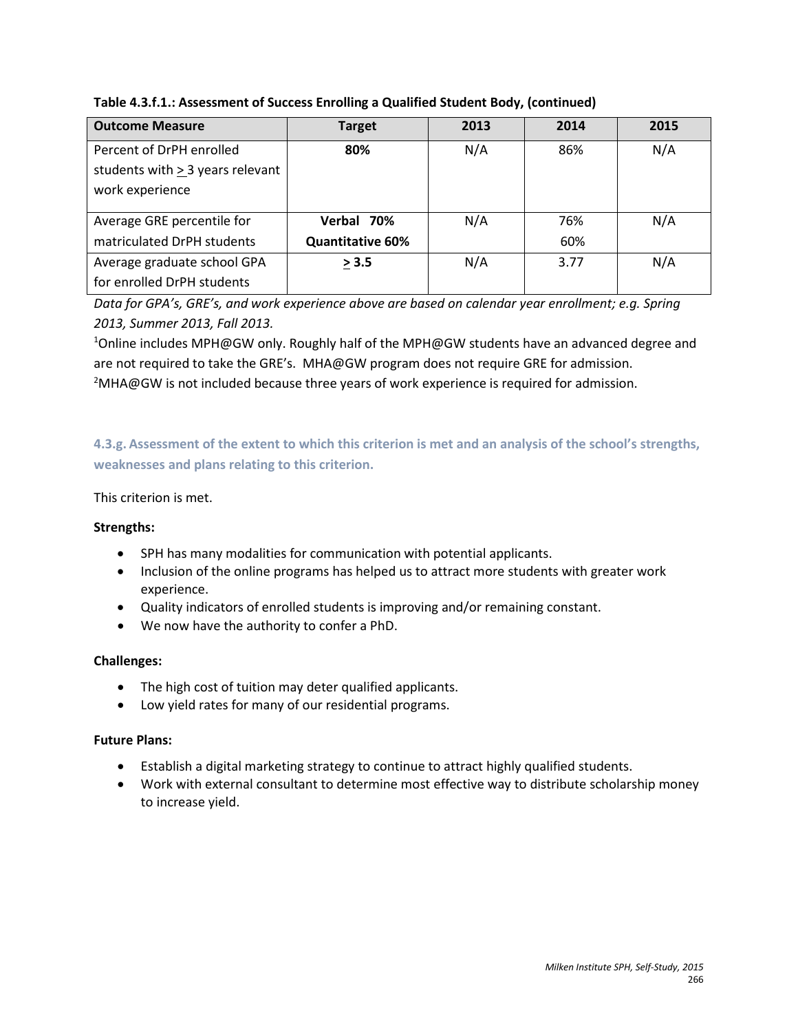**Table 4.3.f.1.: Assessment of Success Enrolling a Qualified Student Body, (continued)**

| Outcome Measure | Target | 2013 | 2014 | 2015 |
|---|---|---|---|---|
| Percent of DrPH enrolled students with > 3 years relevant work experience | **80%** | N/A | 86% | N/A |
| Average GRE percentile for matriculated DrPH students | **Verbal 70%** **Quantitative 60%** | N/A | 76% 60% | N/A |
| Average graduate school GPA for enrolled DrPH students | **> 3.5** | N/A | 3.77 | N/A |

*Data for GPA's, GRE's, and work experience above are based on calendar year enrollment; e.g. Spring 2013, Summer 2013, Fall 2013.*

[1]Online includes MPH@GW only. Roughly half of the MPH@GW students have an advanced degree and are not required to take the GRE's. MHA@GW program does not require GRE for admission.

[2]MHA@GW is not included because three years of work experience is required for admission.

### 4.3.g. Assessment of the extent to which this criterion is met and an analysis of the school's strengths, weaknesses and plans relating to this criterion.

This criterion is met.

**Strengths:**

- SPH has many modalities for communication with potential applicants.
- Inclusion of the online programs has helped us to attract more students with greater work experience.
- Quality indicators of enrolled students is improving and/or remaining constant.
- We now have the authority to confer a PhD.

**Challenges:**

- The high cost of tuition may deter qualified applicants.
- Low yield rates for many of our residential programs.

**Future Plans:**

- Establish a digital marketing strategy to continue to attract highly qualified students.
- Work with external consultant to determine most effective way to distribute scholarship money to increase yield.